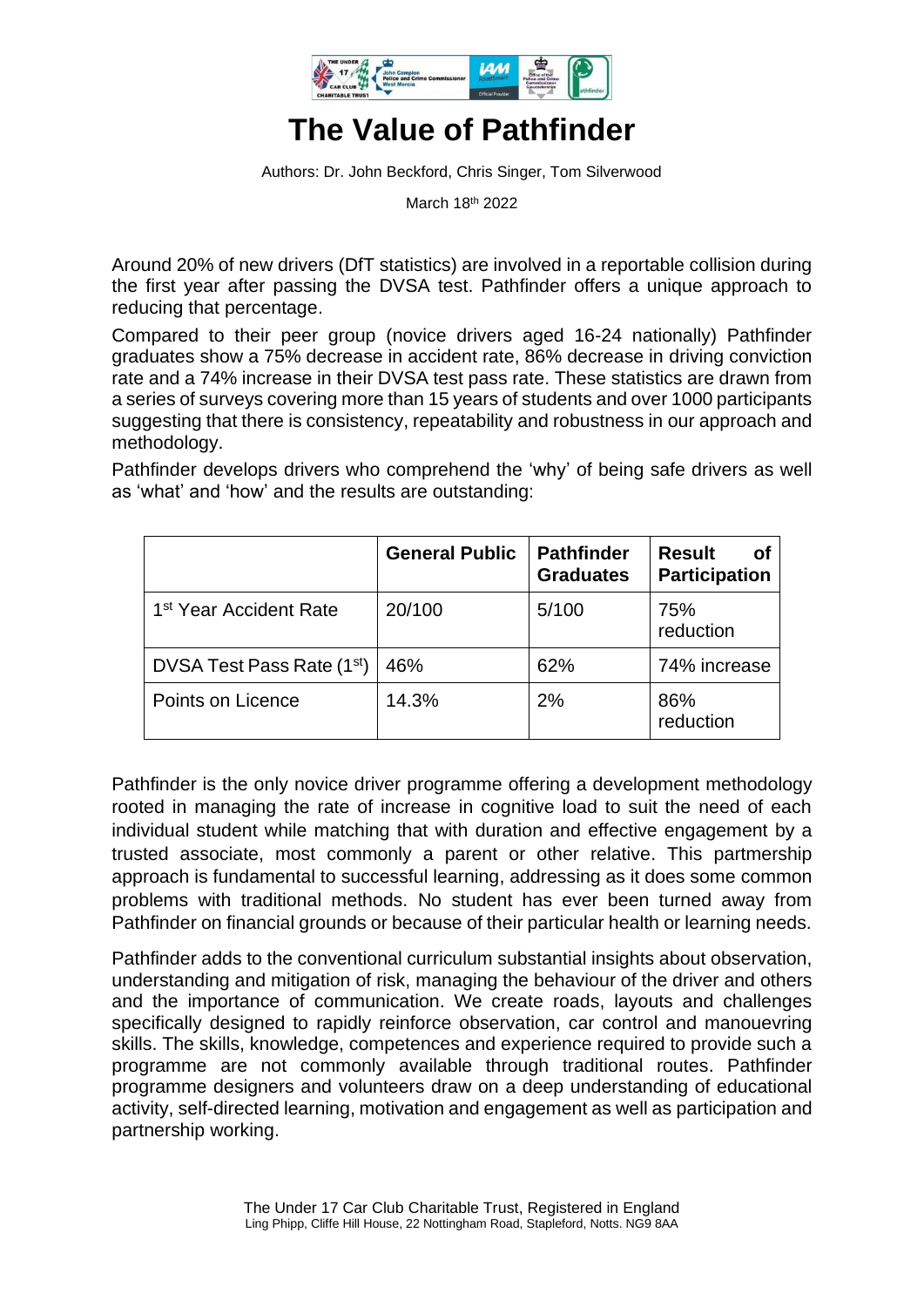# The Value of Pathfinder

Authors: Dr. John Beckford, Chris Singer, Tom Silverwood

March 18th 2022

Around 20% of new drivers (DfT statistics) are involved in a reportable collision during the first year after passing the DVSA test. Pathfinder offers a unique approach to reducing that percentage.

Compared to their peer group (novice drivers aged 16-24 nationally) Pathfinder graduates show a 75% decrease in accident rate, 86% decrease in driving conviction rate and a 74% increase in their DVSA test pass rate. These statistics are drawn from a series of surveys covering more than 15 years of students and over 1000 participants suggesting that there is consistency, repeatability and robustness in our approach and methodology.

Pathfinder develops drivers who comprehend the 'why' of being safe drivers as well as 'what' and 'how' and the results are outstanding:

| | **General Public** | **Pathfinder Graduates** | **Result of Participation** |
|---|---|---|---|
| 1st Year Accident Rate | 20/100 | 5/100 | 75% reduction |
| DVSA Test Pass Rate (1st) | 46% | 62% | 74% increase |
| Points on Licence | 14.3% | 2% | 86% reduction |

Pathfinder is the only novice driver programme offering a development methodology rooted in managing the rate of increase in cognitive load to suit the need of each individual student while matching that with duration and effective engagement by a trusted associate, most commonly a parent or other relative. This partmership approach is fundamental to successful learning, addressing as it does some common problems with traditional methods. No student has ever been turned away from Pathfinder on financial grounds or because of their particular health or learning needs.

Pathfinder adds to the conventional curriculum substantial insights about observation, understanding and mitigation of risk, managing the behaviour of the driver and others and the importance of communication. We create roads, layouts and challenges specifically designed to rapidly reinforce observation, car control and manouevring skills. The skills, knowledge, competences and experience required to provide such a programme are not commonly available through traditional routes. Pathfinder programme designers and volunteers draw on a deep understanding of educational activity, self-directed learning, motivation and engagement as well as participation and partnership working.

The Under 17 Car Club Charitable Trust, Registered in England
Ling Phipp, Cliffe Hill House, 22 Nottingham Road, Stapleford, Notts. NG9 8AA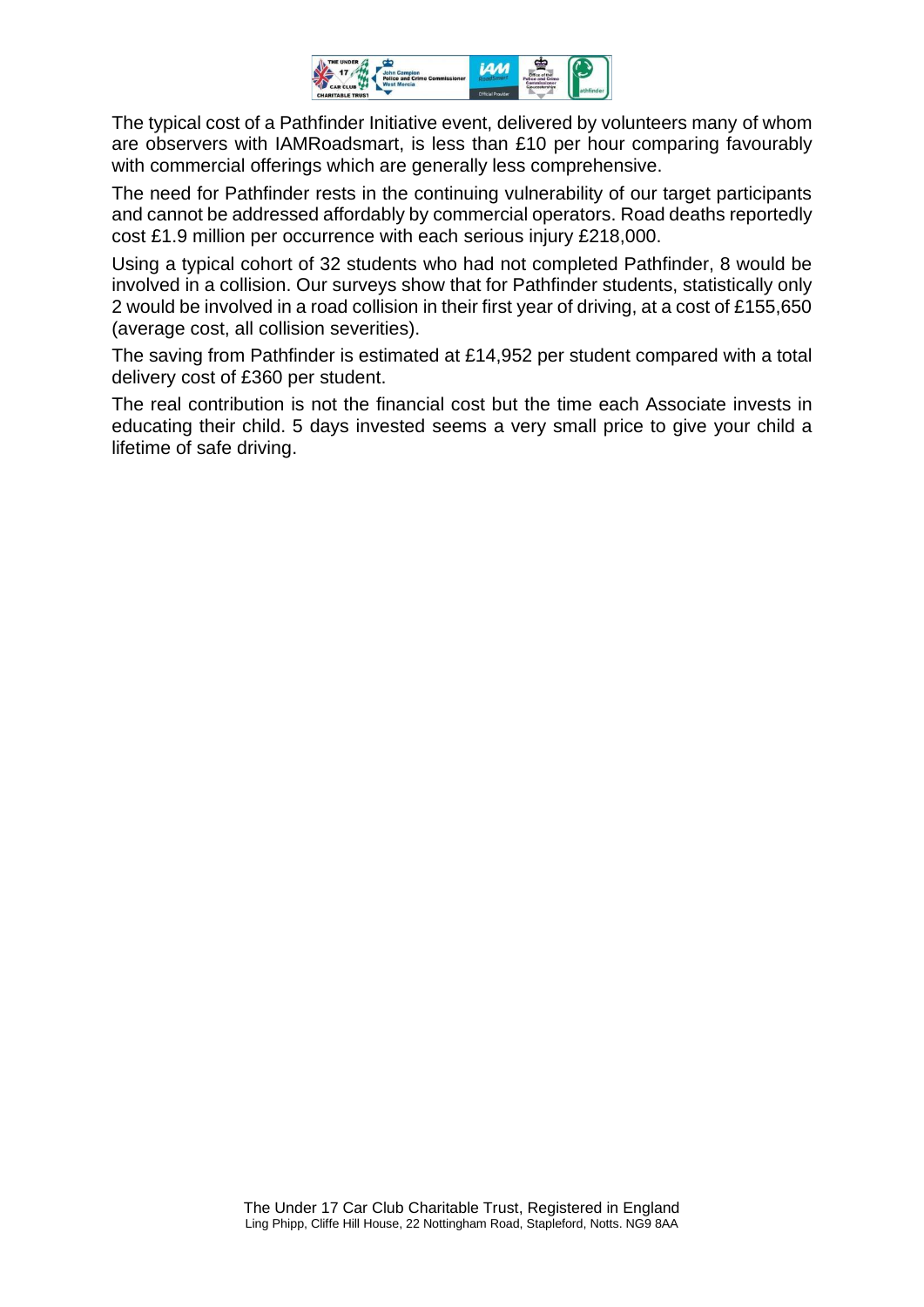The typical cost of a Pathfinder Initiative event, delivered by volunteers many of whom are observers with IAMRoadsmart, is less than £10 per hour comparing favourably with commercial offerings which are generally less comprehensive.

The need for Pathfinder rests in the continuing vulnerability of our target participants and cannot be addressed affordably by commercial operators. Road deaths reportedly cost £1.9 million per occurrence with each serious injury £218,000.

Using a typical cohort of 32 students who had not completed Pathfinder, 8 would be involved in a collision. Our surveys show that for Pathfinder students, statistically only 2 would be involved in a road collision in their first year of driving, at a cost of £155,650 (average cost, all collision severities).

The saving from Pathfinder is estimated at £14,952 per student compared with a total delivery cost of £360 per student.

The real contribution is not the financial cost but the time each Associate invests in educating their child. 5 days invested seems a very small price to give your child a lifetime of safe driving.

The Under 17 Car Club Charitable Trust, Registered in England
Ling Phipp, Cliffe Hill House, 22 Nottingham Road, Stapleford, Notts. NG9 8AA